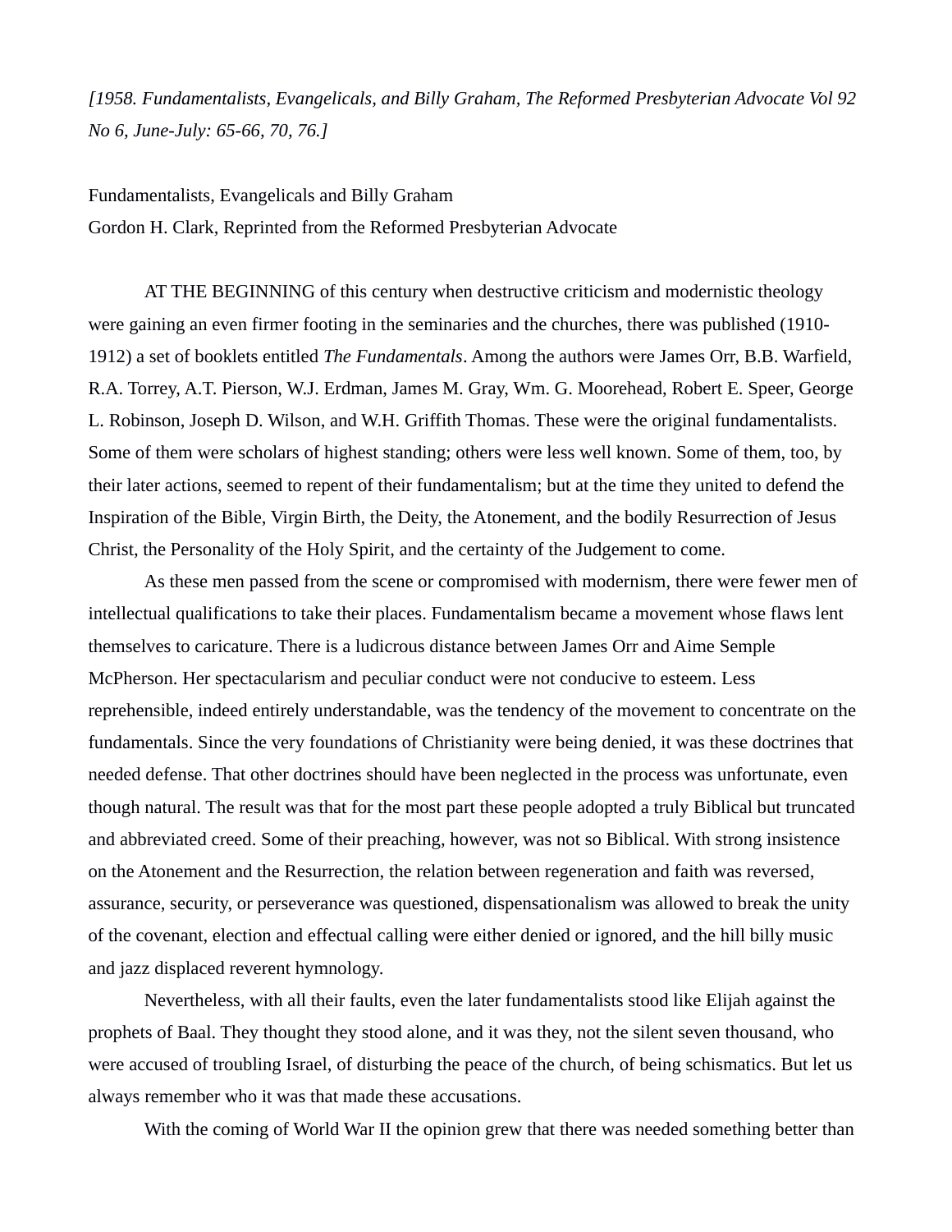*[1958. Fundamentalists, Evangelicals, and Billy Graham, The Reformed Presbyterian Advocate Vol 92 No 6, June-July: 65-66, 70, 76.]*

Fundamentalists, Evangelicals and Billy Graham

Gordon H. Clark, Reprinted from the Reformed Presbyterian Advocate

AT THE BEGINNING of this century when destructive criticism and modernistic theology were gaining an even firmer footing in the seminaries and the churches, there was published (1910-1912) a set of booklets entitled *The Fundamentals*. Among the authors were James Orr, B.B. Warfield, R.A. Torrey, A.T. Pierson, W.J. Erdman, James M. Gray, Wm. G. Moorehead, Robert E. Speer, George L. Robinson, Joseph D. Wilson, and W.H. Griffith Thomas. These were the original fundamentalists. Some of them were scholars of highest standing; others were less well known. Some of them, too, by their later actions, seemed to repent of their fundamentalism; but at the time they united to defend the Inspiration of the Bible, Virgin Birth, the Deity, the Atonement, and the bodily Resurrection of Jesus Christ, the Personality of the Holy Spirit, and the certainty of the Judgement to come.

As these men passed from the scene or compromised with modernism, there were fewer men of intellectual qualifications to take their places. Fundamentalism became a movement whose flaws lent themselves to caricature. There is a ludicrous distance between James Orr and Aime Semple McPherson. Her spectacularism and peculiar conduct were not conducive to esteem. Less reprehensible, indeed entirely understandable, was the tendency of the movement to concentrate on the fundamentals. Since the very foundations of Christianity were being denied, it was these doctrines that needed defense. That other doctrines should have been neglected in the process was unfortunate, even though natural. The result was that for the most part these people adopted a truly Biblical but truncated and abbreviated creed. Some of their preaching, however, was not so Biblical. With strong insistence on the Atonement and the Resurrection, the relation between regeneration and faith was reversed, assurance, security, or perseverance was questioned, dispensationalism was allowed to break the unity of the covenant, election and effectual calling were either denied or ignored, and the hill billy music and jazz displaced reverent hymnology.

Nevertheless, with all their faults, even the later fundamentalists stood like Elijah against the prophets of Baal. They thought they stood alone, and it was they, not the silent seven thousand, who were accused of troubling Israel, of disturbing the peace of the church, of being schismatics. But let us always remember who it was that made these accusations.

With the coming of World War II the opinion grew that there was needed something better than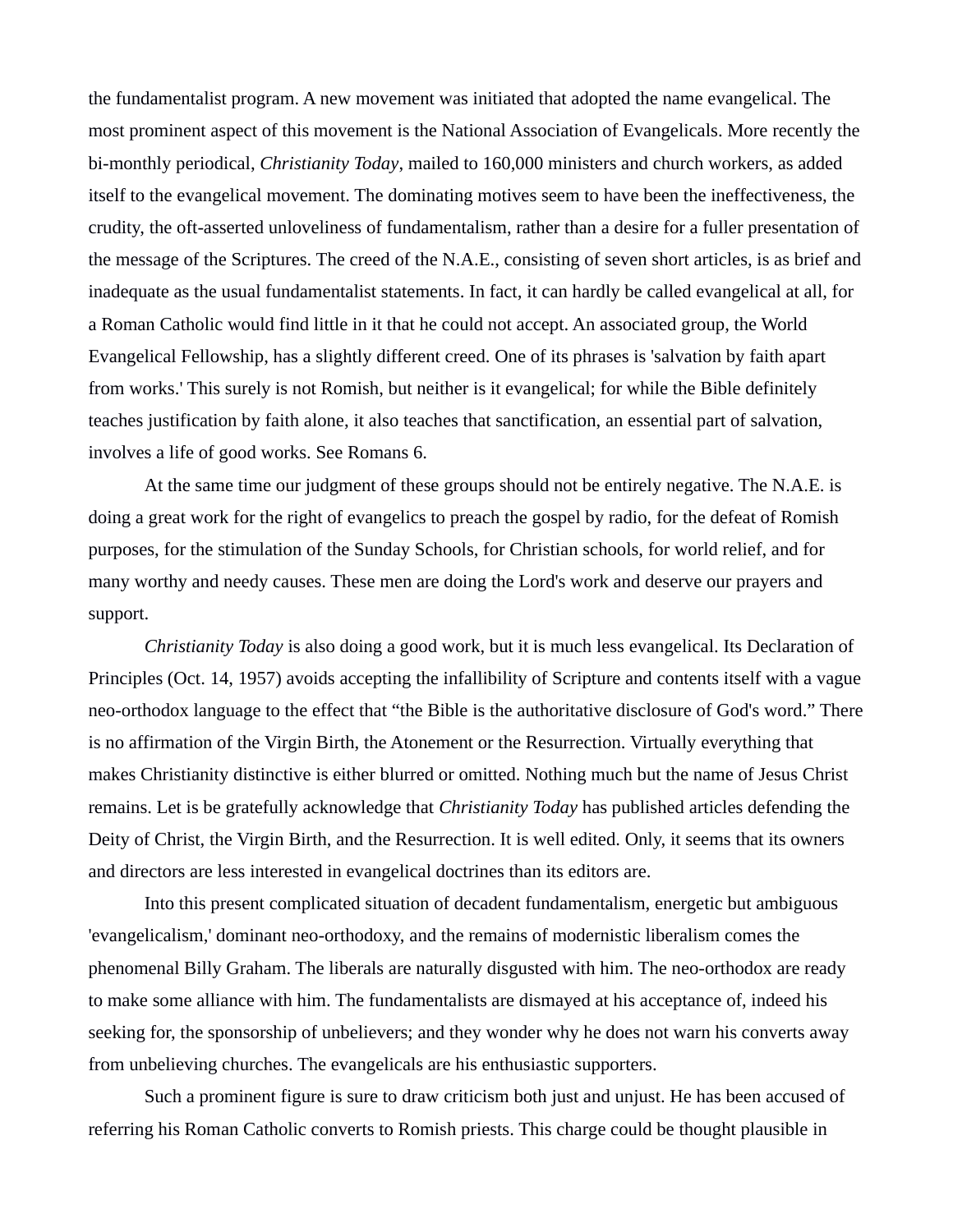the fundamentalist program. A new movement was initiated that adopted the name evangelical. The most prominent aspect of this movement is the National Association of Evangelicals. More recently the bi-monthly periodical, *Christianity Today*, mailed to 160,000 ministers and church workers, as added itself to the evangelical movement. The dominating motives seem to have been the ineffectiveness, the crudity, the oft-asserted unloveliness of fundamentalism, rather than a desire for a fuller presentation of the message of the Scriptures. The creed of the N.A.E., consisting of seven short articles, is as brief and inadequate as the usual fundamentalist statements. In fact, it can hardly be called evangelical at all, for a Roman Catholic would find little in it that he could not accept. An associated group, the World Evangelical Fellowship, has a slightly different creed. One of its phrases is 'salvation by faith apart from works.' This surely is not Romish, but neither is it evangelical; for while the Bible definitely teaches justification by faith alone, it also teaches that sanctification, an essential part of salvation, involves a life of good works. See Romans 6.

At the same time our judgment of these groups should not be entirely negative. The N.A.E. is doing a great work for the right of evangelics to preach the gospel by radio, for the defeat of Romish purposes, for the stimulation of the Sunday Schools, for Christian schools, for world relief, and for many worthy and needy causes. These men are doing the Lord's work and deserve our prayers and support.

*Christianity Today* is also doing a good work, but it is much less evangelical. Its Declaration of Principles (Oct. 14, 1957) avoids accepting the infallibility of Scripture and contents itself with a vague neo-orthodox language to the effect that "the Bible is the authoritative disclosure of God's word." There is no affirmation of the Virgin Birth, the Atonement or the Resurrection. Virtually everything that makes Christianity distinctive is either blurred or omitted. Nothing much but the name of Jesus Christ remains. Let is be gratefully acknowledge that *Christianity Today* has published articles defending the Deity of Christ, the Virgin Birth, and the Resurrection. It is well edited. Only, it seems that its owners and directors are less interested in evangelical doctrines than its editors are.

Into this present complicated situation of decadent fundamentalism, energetic but ambiguous 'evangelicalism,' dominant neo-orthodoxy, and the remains of modernistic liberalism comes the phenomenal Billy Graham. The liberals are naturally disgusted with him. The neo-orthodox are ready to make some alliance with him. The fundamentalists are dismayed at his acceptance of, indeed his seeking for, the sponsorship of unbelievers; and they wonder why he does not warn his converts away from unbelieving churches. The evangelicals are his enthusiastic supporters.

Such a prominent figure is sure to draw criticism both just and unjust. He has been accused of referring his Roman Catholic converts to Romish priests. This charge could be thought plausible in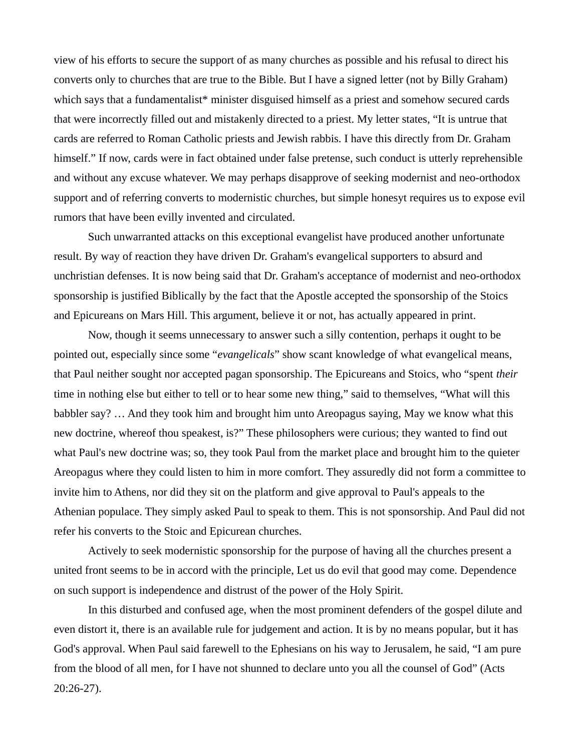view of his efforts to secure the support of as many churches as possible and his refusal to direct his converts only to churches that are true to the Bible. But I have a signed letter (not by Billy Graham) which says that a fundamentalist* minister disguised himself as a priest and somehow secured cards that were incorrectly filled out and mistakenly directed to a priest. My letter states, "It is untrue that cards are referred to Roman Catholic priests and Jewish rabbis. I have this directly from Dr. Graham himself." If now, cards were in fact obtained under false pretense, such conduct is utterly reprehensible and without any excuse whatever. We may perhaps disapprove of seeking modernist and neo-orthodox support and of referring converts to modernistic churches, but simple honesyt requires us to expose evil rumors that have been evilly invented and circulated.

Such unwarranted attacks on this exceptional evangelist have produced another unfortunate result. By way of reaction they have driven Dr. Graham's evangelical supporters to absurd and unchristian defenses. It is now being said that Dr. Graham's acceptance of modernist and neo-orthodox sponsorship is justified Biblically by the fact that the Apostle accepted the sponsorship of the Stoics and Epicureans on Mars Hill. This argument, believe it or not, has actually appeared in print.

Now, though it seems unnecessary to answer such a silly contention, perhaps it ought to be pointed out, especially since some "*evangelicals*" show scant knowledge of what evangelical means, that Paul neither sought nor accepted pagan sponsorship. The Epicureans and Stoics, who "spent *their* time in nothing else but either to tell or to hear some new thing," said to themselves, "What will this babbler say? … And they took him and brought him unto Areopagus saying, May we know what this new doctrine, whereof thou speakest, is?" These philosophers were curious; they wanted to find out what Paul's new doctrine was; so, they took Paul from the market place and brought him to the quieter Areopagus where they could listen to him in more comfort. They assuredly did not form a committee to invite him to Athens, nor did they sit on the platform and give approval to Paul's appeals to the Athenian populace. They simply asked Paul to speak to them. This is not sponsorship. And Paul did not refer his converts to the Stoic and Epicurean churches.

Actively to seek modernistic sponsorship for the purpose of having all the churches present a united front seems to be in accord with the principle, Let us do evil that good may come. Dependence on such support is independence and distrust of the power of the Holy Spirit.

In this disturbed and confused age, when the most prominent defenders of the gospel dilute and even distort it, there is an available rule for judgement and action. It is by no means popular, but it has God's approval. When Paul said farewell to the Ephesians on his way to Jerusalem, he said, "I am pure from the blood of all men, for I have not shunned to declare unto you all the counsel of God" (Acts 20:26-27).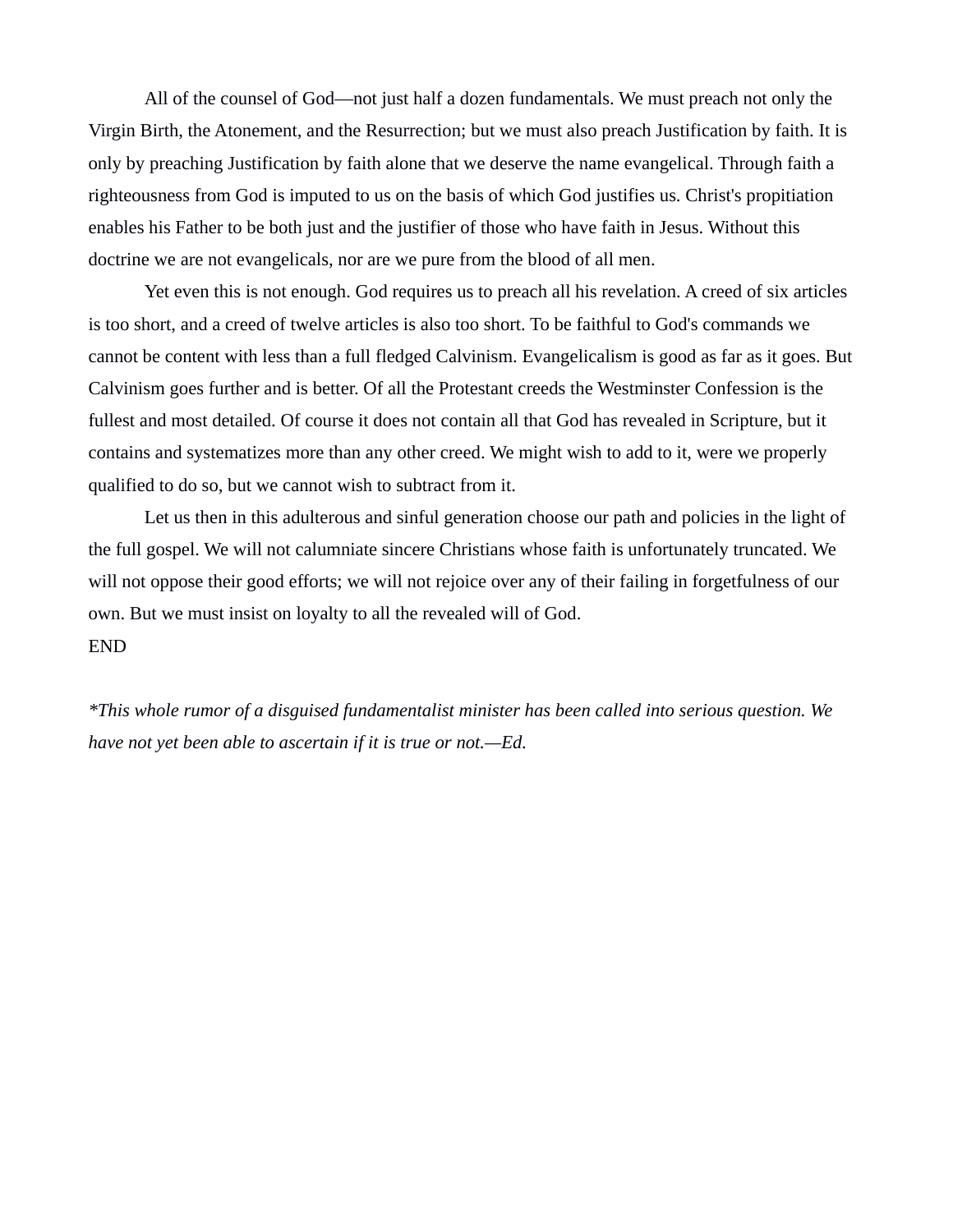All of the counsel of God—not just half a dozen fundamentals. We must preach not only the Virgin Birth, the Atonement, and the Resurrection; but we must also preach Justification by faith. It is only by preaching Justification by faith alone that we deserve the name evangelical. Through faith a righteousness from God is imputed to us on the basis of which God justifies us. Christ's propitiation enables his Father to be both just and the justifier of those who have faith in Jesus. Without this doctrine we are not evangelicals, nor are we pure from the blood of all men.

Yet even this is not enough. God requires us to preach all his revelation. A creed of six articles is too short, and a creed of twelve articles is also too short. To be faithful to God's commands we cannot be content with less than a full fledged Calvinism. Evangelicalism is good as far as it goes. But Calvinism goes further and is better. Of all the Protestant creeds the Westminster Confession is the fullest and most detailed. Of course it does not contain all that God has revealed in Scripture, but it contains and systematizes more than any other creed. We might wish to add to it, were we properly qualified to do so, but we cannot wish to subtract from it.

Let us then in this adulterous and sinful generation choose our path and policies in the light of the full gospel. We will not calumniate sincere Christians whose faith is unfortunately truncated. We will not oppose their good efforts; we will not rejoice over any of their failing in forgetfulness of our own. But we must insist on loyalty to all the revealed will of God.

END

*\*This whole rumor of a disguised fundamentalist minister has been called into serious question. We have not yet been able to ascertain if it is true or not.—Ed.*